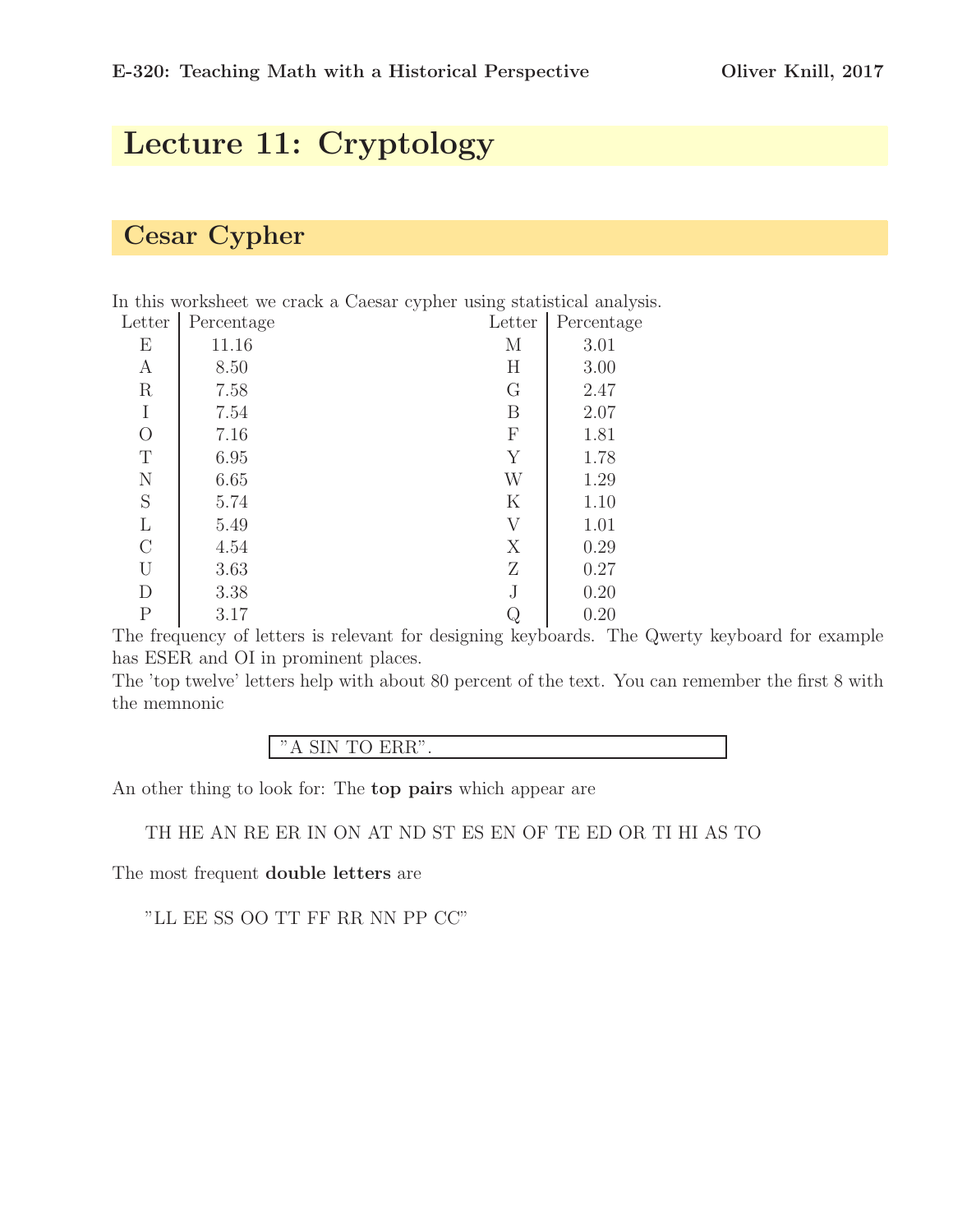# Lecture 11: Cryptology

## Cesar Cypher

In this worksheet we crack a Caesar cypher using statistical analysis.

| Letter | Percentage | Letter | Percentage |
|---|---|---|---|
| E | 11.16 | M | 3.01 |
| A | 8.50 | H | 3.00 |
| R | 7.58 | G | 2.47 |
| I | 7.54 | B | 2.07 |
| O | 7.16 | F | 1.81 |
| T | 6.95 | Y | 1.78 |
| N | 6.65 | W | 1.29 |
| S | 5.74 | K | 1.10 |
| L | 5.49 | V | 1.01 |
| C | 4.54 | X | 0.29 |
| U | 3.63 | Z | 0.27 |
| D | 3.38 | J | 0.20 |
| P | 3.17 | Q | 0.20 |

The frequency of letters is relevant for designing keyboards. The Qwerty keyboard for example has ESER and OI in prominent places.

The 'top twelve' letters help with about 80 percent of the text. You can remember the first 8 with the memnonic

"A SIN TO ERR".

An other thing to look for: The **top pairs** which appear are

TH HE AN RE ER IN ON AT ND ST ES EN OF TE ED OR TI HI AS TO

The most frequent **double letters** are

"LL EE SS OO TT FF RR NN PP CC"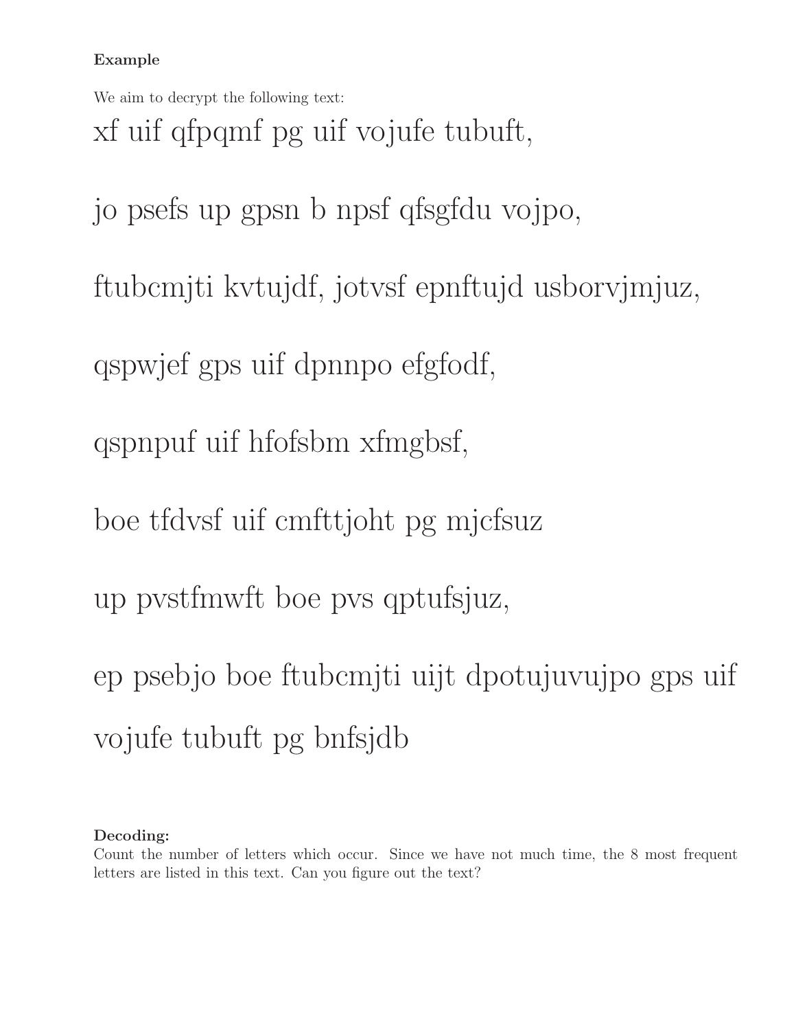**Example**

We aim to decrypt the following text:

xf uif qfpqmf pg uif vojufe tubuft,

jo psefs up gpsn b npsf qfsgfdu vojpo,

ftubcmjti kvtujdf, jotvsf epnftujd usborvjmjuz,

qspwjef gps uif dpnnpo efgfodf,

qspnpuf uif hfofsbm xfmgbsf,

boe tfdvsf uif cmfttjoht pg mjcfsuz

up pvstfmwft boe pvs qptufsjuz,

ep psebjo boe ftubcmjti uijt dpotujuvujpo gps uif vojufe tubuft pg bnfsjdb

**Decoding:**
Count the number of letters which occur. Since we have not much time, the 8 most frequent letters are listed in this text. Can you figure out the text?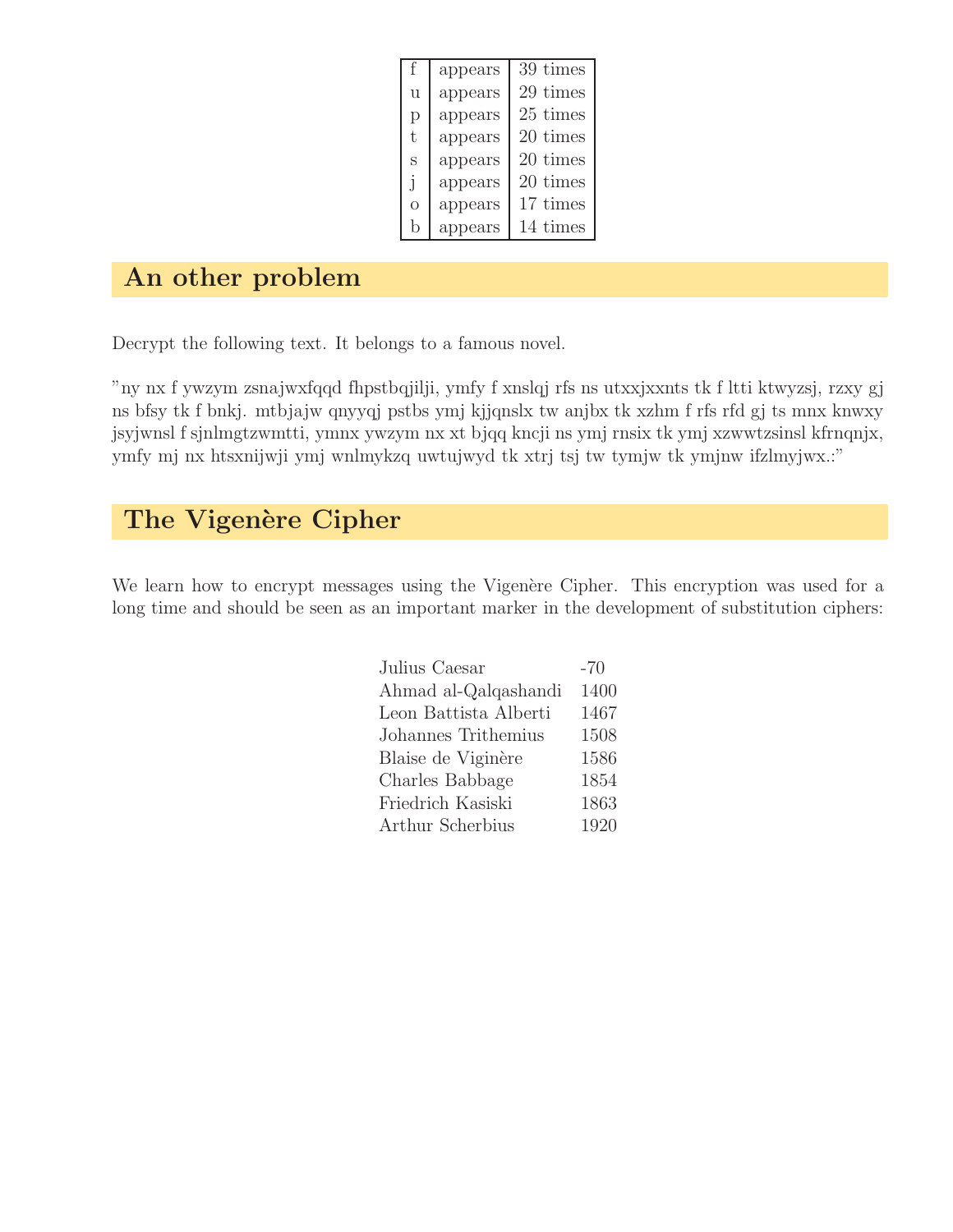| f | appears | 39 times |
|---|---|---|
| u | appears | 29 times |
| p | appears | 25 times |
| t | appears | 20 times |
| s | appears | 20 times |
| j | appears | 20 times |
| o | appears | 17 times |
| b | appears | 14 times |

## An other problem

Decrypt the following text. It belongs to a famous novel.

"ny nx f ywzym zsnajwxfqqd fhpstbqjilji, ymfy f xnslqj rfs ns utxxjxxnts tk f ltti ktwyzsj, rzxy gj ns bfsy tk f bnkj. mtbjajw qnyyqj pstbs ymj kjjqnslx tw anjbx tk xzhm f rfs rfd gj ts mnx knwxy jsyjwnsl f sjnlmgtzwmtti, ymnx ywzym nx xt bjqq kncji ns ymj rnsix tk ymj xzwwtzsinsl kfrnqnjx, ymfy mj nx htsxnijwji ymj wnlmykzq uwtujwyd tk xtrj tsj tw tymjw tk ymjnw ifzlmyjwx.:"

## The Vigenère Cipher

We learn how to encrypt messages using the Vigenère Cipher. This encryption was used for a long time and should be seen as an important marker in the development of substitution ciphers:

| | |
|---|---|
| Julius Caesar | -70 |
| Ahmad al-Qalqashandi | 1400 |
| Leon Battista Alberti | 1467 |
| Johannes Trithemius | 1508 |
| Blaise de Viginère | 1586 |
| Charles Babbage | 1854 |
| Friedrich Kasiski | 1863 |
| Arthur Scherbius | 1920 |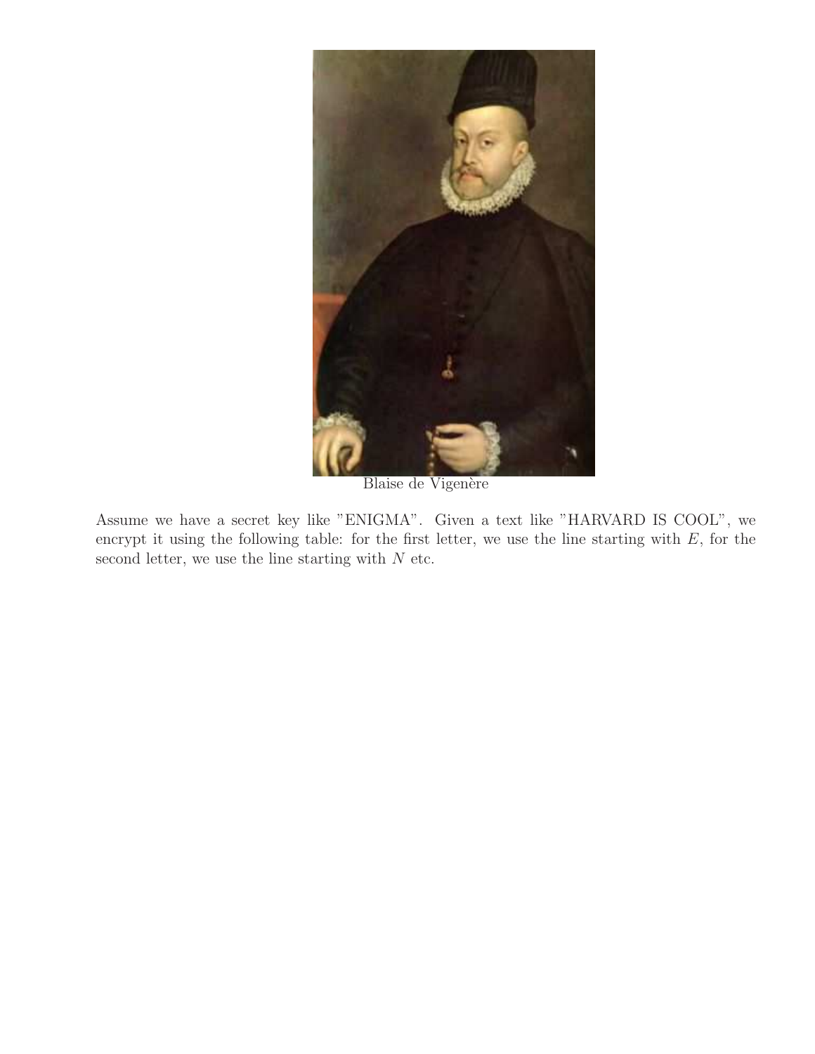Blaise de Vigenère

Assume we have a secret key like "ENIGMA". Given a text like "HARVARD IS COOL", we encrypt it using the following table: for the first letter, we use the line starting with $E$, for the second letter, we use the line starting with $N$ etc.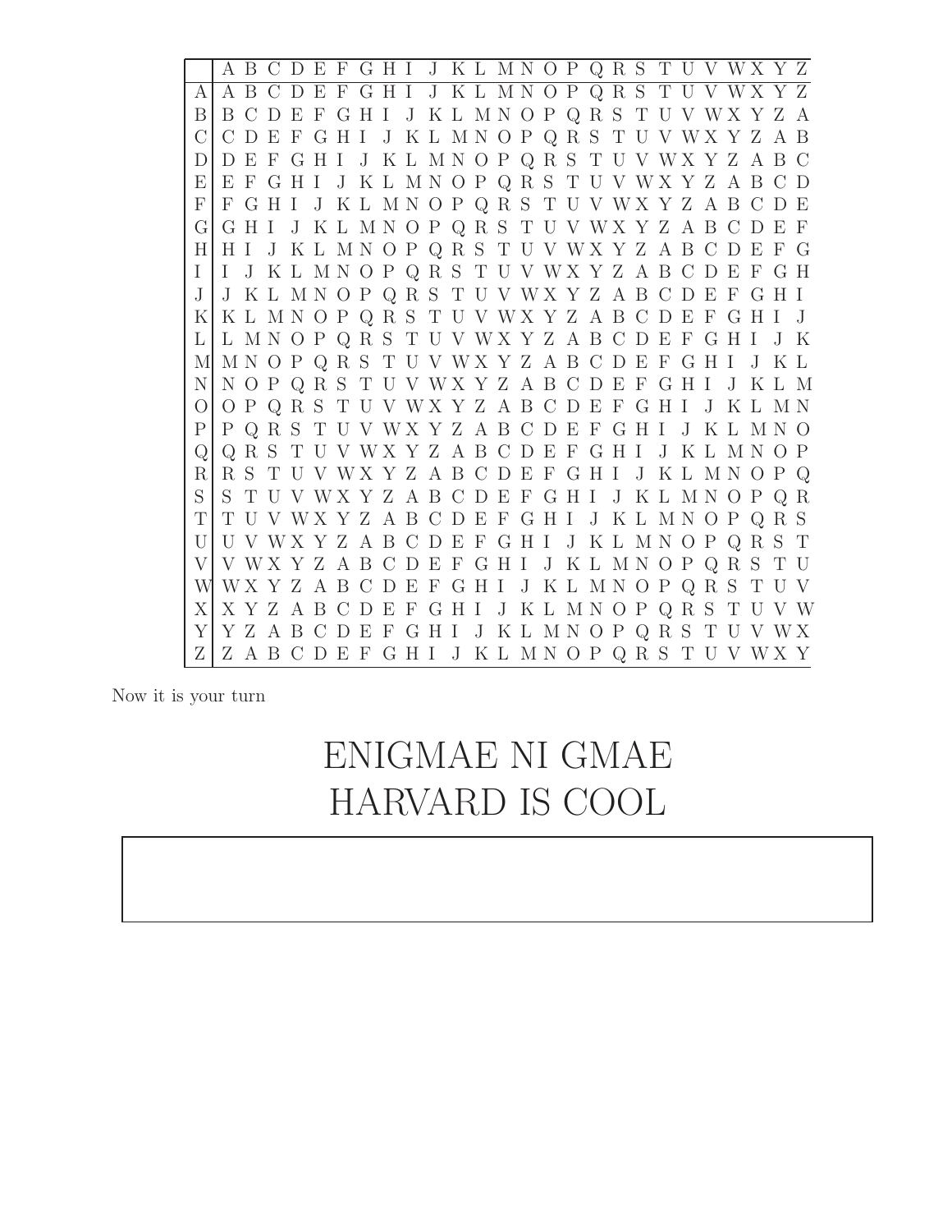| | A | B | C | D | E | F | G | H | I | J | K | L | M | N | O | P | Q | R | S | T | U | V | W | X | Y | Z |
|---|---|---|---|---|---|---|---|---|---|---|---|---|---|---|---|---|---|---|---|---|---|---|---|---|---|---|
| A | A | B | C | D | E | F | G | H | I | J | K | L | M | N | O | P | Q | R | S | T | U | V | W | X | Y | Z |
| B | B | C | D | E | F | G | H | I | J | K | L | M | N | O | P | Q | R | S | T | U | V | W | X | Y | Z | A |
| C | C | D | E | F | G | H | I | J | K | L | M | N | O | P | Q | R | S | T | U | V | W | X | Y | Z | A | B |
| D | D | E | F | G | H | I | J | K | L | M | N | O | P | Q | R | S | T | U | V | W | X | Y | Z | A | B | C |
| E | E | F | G | H | I | J | K | L | M | N | O | P | Q | R | S | T | U | V | W | X | Y | Z | A | B | C | D |
| F | F | G | H | I | J | K | L | M | N | O | P | Q | R | S | T | U | V | W | X | Y | Z | A | B | C | D | E |
| G | G | H | I | J | K | L | M | N | O | P | Q | R | S | T | U | V | W | X | Y | Z | A | B | C | D | E | F |
| H | H | I | J | K | L | M | N | O | P | Q | R | S | T | U | V | W | X | Y | Z | A | B | C | D | E | F | G |
| I | I | J | K | L | M | N | O | P | Q | R | S | T | U | V | W | X | Y | Z | A | B | C | D | E | F | G | H |
| J | J | K | L | M | N | O | P | Q | R | S | T | U | V | W | X | Y | Z | A | B | C | D | E | F | G | H | I |
| K | K | L | M | N | O | P | Q | R | S | T | U | V | W | X | Y | Z | A | B | C | D | E | F | G | H | I | J |
| L | L | M | N | O | P | Q | R | S | T | U | V | W | X | Y | Z | A | B | C | D | E | F | G | H | I | J | K |
| M | M | N | O | P | Q | R | S | T | U | V | W | X | Y | Z | A | B | C | D | E | F | G | H | I | J | K | L |
| N | N | O | P | Q | R | S | T | U | V | W | X | Y | Z | A | B | C | D | E | F | G | H | I | J | K | L | M |
| O | O | P | Q | R | S | T | U | V | W | X | Y | Z | A | B | C | D | E | F | G | H | I | J | K | L | M | N |
| P | P | Q | R | S | T | U | V | W | X | Y | Z | A | B | C | D | E | F | G | H | I | J | K | L | M | N | O |
| Q | Q | R | S | T | U | V | W | X | Y | Z | A | B | C | D | E | F | G | H | I | J | K | L | M | N | O | P |
| R | R | S | T | U | V | W | X | Y | Z | A | B | C | D | E | F | G | H | I | J | K | L | M | N | O | P | Q |
| S | S | T | U | V | W | X | Y | Z | A | B | C | D | E | F | G | H | I | J | K | L | M | N | O | P | Q | R |
| T | T | U | V | W | X | Y | Z | A | B | C | D | E | F | G | H | I | J | K | L | M | N | O | P | Q | R | S |
| U | U | V | W | X | Y | Z | A | B | C | D | E | F | G | H | I | J | K | L | M | N | O | P | Q | R | S | T |
| V | V | W | X | Y | Z | A | B | C | D | E | F | G | H | I | J | K | L | M | N | O | P | Q | R | S | T | U |
| W | W | X | Y | Z | A | B | C | D | E | F | G | H | I | J | K | L | M | N | O | P | Q | R | S | T | U | V |
| X | X | Y | Z | A | B | C | D | E | F | G | H | I | J | K | L | M | N | O | P | Q | R | S | T | U | V | W |
| Y | Y | Z | A | B | C | D | E | F | G | H | I | J | K | L | M | N | O | P | Q | R | S | T | U | V | W | X |
| Z | Z | A | B | C | D | E | F | G | H | I | J | K | L | M | N | O | P | Q | R | S | T | U | V | W | X | Y |

Now it is your turn

ENIGMAE NI GMAE

HARVARD IS COOL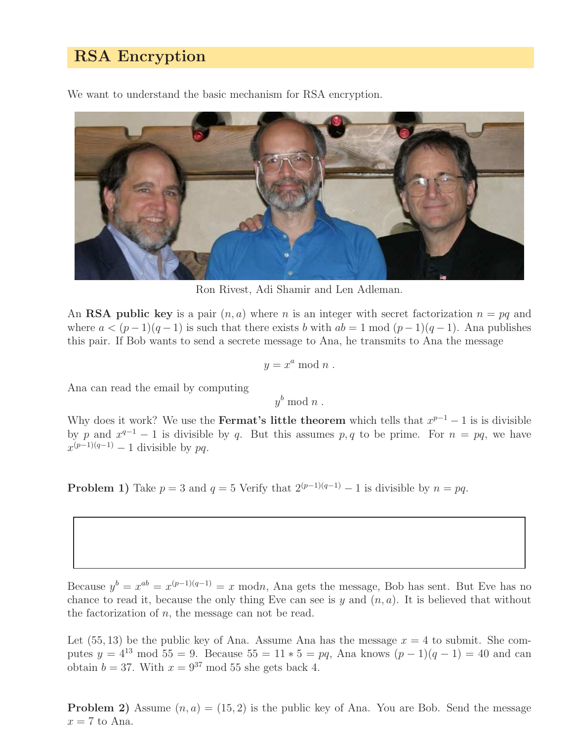## RSA Encryption

We want to understand the basic mechanism for RSA encryption.

Ron Rivest, Adi Shamir and Len Adleman.

An **RSA public key** is a pair $(n, a)$ where $n$ is an integer with secret factorization $n = pq$ and where $a < (p-1)(q-1)$ is such that there exists $b$ with $ab = 1 \bmod (p-1)(q-1)$. Ana publishes this pair. If Bob wants to send a secrete message to Ana, he transmits to Ana the message

$$y = x^a \bmod n .$$

Ana can read the email by computing

$$y^b \bmod n .$$

Why does it work? We use the **Fermat's little theorem** which tells that $x^{p-1} - 1$ is is divisible by $p$ and $x^{q-1} - 1$ is divisible by $q$. But this assumes $p, q$ to be prime. For $n = pq$, we have $x^{(p-1)(q-1)} - 1$ divisible by $pq$.

**Problem 1)** Take $p = 3$ and $q = 5$ Verify that $2^{(p-1)(q-1)} - 1$ is divisible by $n = pq$.

Because $y^b = x^{ab} = x^{(p-1)(q-1)} = x \bmod n$, Ana gets the message, Bob has sent. But Eve has no chance to read it, because the only thing Eve can see is $y$ and $(n, a)$. It is believed that without the factorization of $n$, the message can not be read.

Let $(55, 13)$ be the public key of Ana. Assume Ana has the message $x = 4$ to submit. She computes $y = 4^{13} \bmod 55 = 9$. Because $55 = 11 * 5 = pq$, Ana knows $(p-1)(q-1) = 40$ and can obtain $b = 37$. With $x = 9^{37} \bmod 55$ she gets back 4.

**Problem 2)** Assume $(n, a) = (15, 2)$ is the public key of Ana. You are Bob. Send the message $x = 7$ to Ana.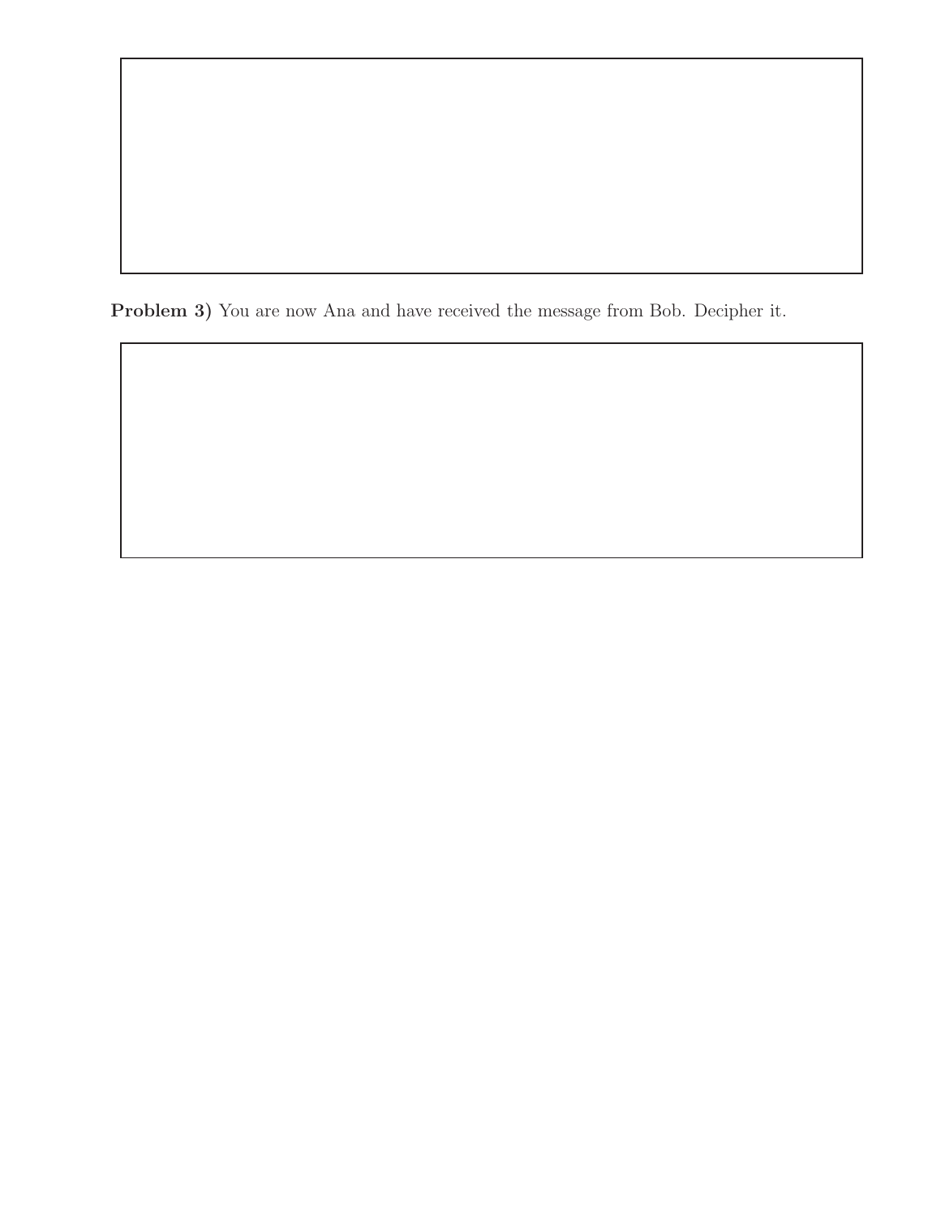**Problem 3)** You are now Ana and have received the message from Bob. Decipher it.